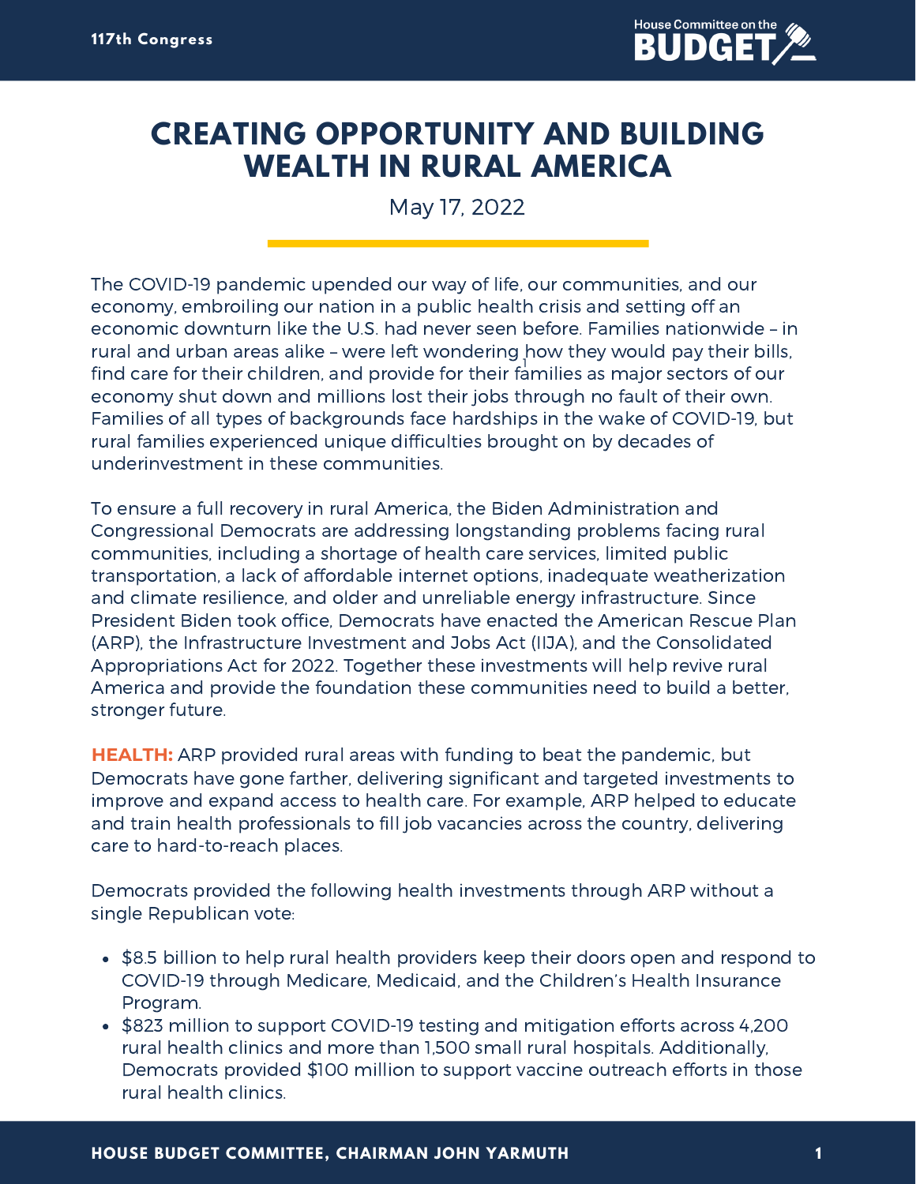# CREATING OPPORTUNITY AND BUILDING WEALTH IN RURAL AMERICA

May 17, 2022

The COVID-19 pandemic upended our way of life, our communities, and our economy, embroiling our nation in a public health crisis and setting off an economic downturn like the U.S. had never seen before. Families nationwide – in rural and urban areas alike – were left wondering how they would pay their bills, find care for their children, and provide for their families as major sectors of our economy shut down and millions lost their jobs through no fault of their own. Families of all types of backgrounds face hardships in the wake of COVID-19, but rural families experienced unique difficulties brought on by decades of underinvestment in these communities.

To ensure a full recovery in rural America, the Biden Administration and Congressional Democrats are addressing longstanding problems facing rural communities, including a shortage of health care services, limited public transportation, a lack of affordable internet options, inadequate weatherization and climate resilience, and older and unreliable energy infrastructure. Since President Biden took office, Democrats have enacted the American Rescue Plan (ARP), the Infrastructure Investment and Jobs Act (IIJA), and the Consolidated Appropriations Act for 2022. Together these investments will help revive rural America and provide the foundation these communities need to build a better, stronger future.

**HEALTH:** ARP provided rural areas with funding to beat the pandemic, but Democrats have gone farther, delivering significant and targeted investments to improve and expand access to health care. For example, ARP helped to educate and train health professionals to fill job vacancies across the country, delivering care to hard-to-reach places.

Democrats provided the following health investments through ARP without a single Republican vote:

- $8.5 billion to help rural health providers keep their doors open and respond to COVID-19 through Medicare, Medicaid, and the Children's Health Insurance Program.
- $823 million to support COVID-19 testing and mitigation efforts across 4,200 rural health clinics and more than 1,500 small rural hospitals. Additionally, Democrats provided $100 million to support vaccine outreach efforts in those rural health clinics.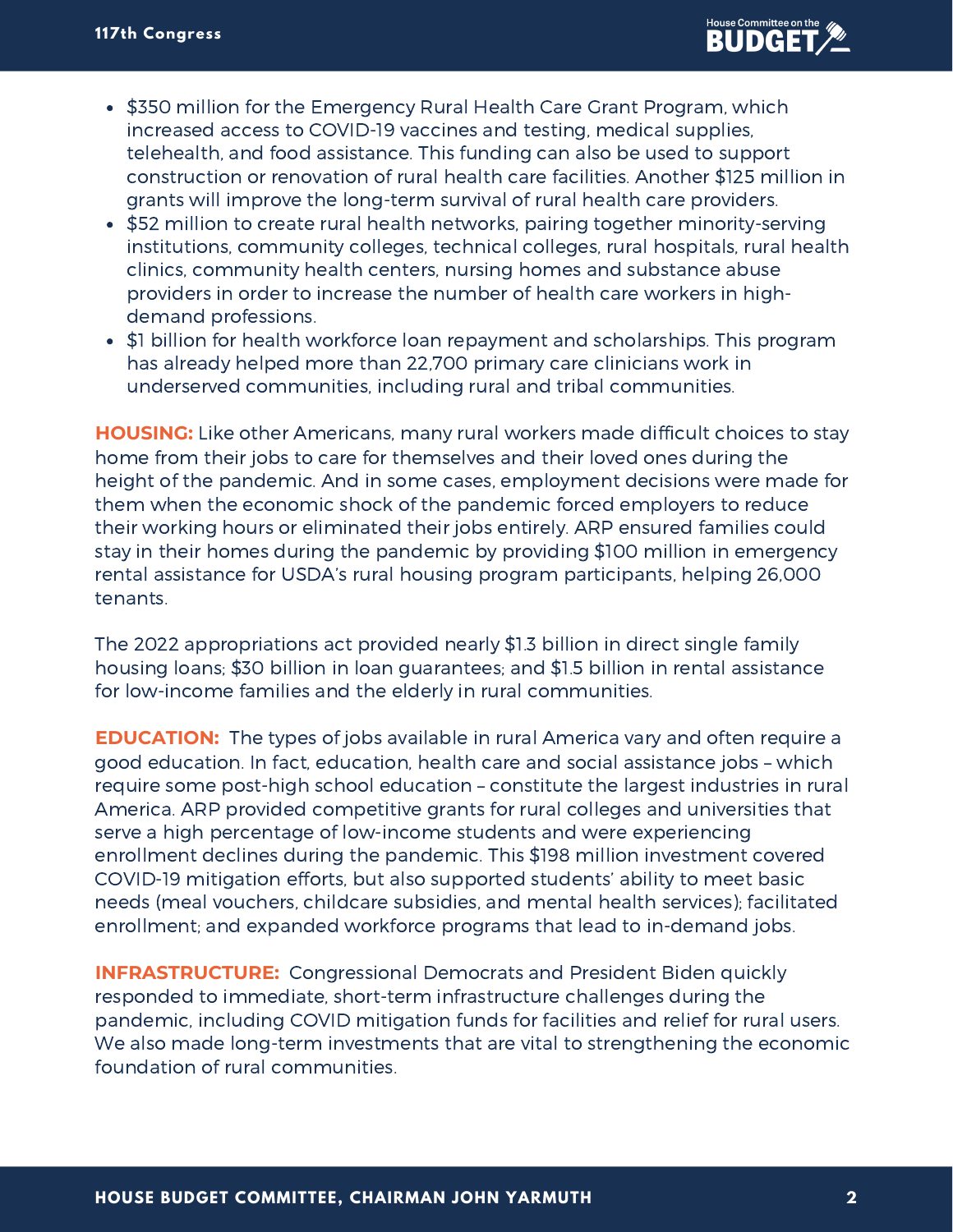- $350 million for the Emergency Rural Health Care Grant Program, which increased access to COVID-19 vaccines and testing, medical supplies, telehealth, and food assistance. This funding can also be used to support construction or renovation of rural health care facilities. Another $125 million in grants will improve the long-term survival of rural health care providers.
- $52 million to create rural health networks, pairing together minority-serving institutions, community colleges, technical colleges, rural hospitals, rural health clinics, community health centers, nursing homes and substance abuse providers in order to increase the number of health care workers in high-demand professions.
- $1 billion for health workforce loan repayment and scholarships. This program has already helped more than 22,700 primary care clinicians work in underserved communities, including rural and tribal communities.

**HOUSING:** Like other Americans, many rural workers made difficult choices to stay home from their jobs to care for themselves and their loved ones during the height of the pandemic. And in some cases, employment decisions were made for them when the economic shock of the pandemic forced employers to reduce their working hours or eliminated their jobs entirely. ARP ensured families could stay in their homes during the pandemic by providing $100 million in emergency rental assistance for USDA's rural housing program participants, helping 26,000 tenants.

The 2022 appropriations act provided nearly $1.3 billion in direct single family housing loans; $30 billion in loan guarantees; and $1.5 billion in rental assistance for low-income families and the elderly in rural communities.

**EDUCATION:** The types of jobs available in rural America vary and often require a good education. In fact, education, health care and social assistance jobs – which require some post-high school education – constitute the largest industries in rural America. ARP provided competitive grants for rural colleges and universities that serve a high percentage of low-income students and were experiencing enrollment declines during the pandemic. This $198 million investment covered COVID-19 mitigation efforts, but also supported students' ability to meet basic needs (meal vouchers, childcare subsidies, and mental health services); facilitated enrollment; and expanded workforce programs that lead to in-demand jobs.

**INFRASTRUCTURE:** Congressional Democrats and President Biden quickly responded to immediate, short-term infrastructure challenges during the pandemic, including COVID mitigation funds for facilities and relief for rural users. We also made long-term investments that are vital to strengthening the economic foundation of rural communities.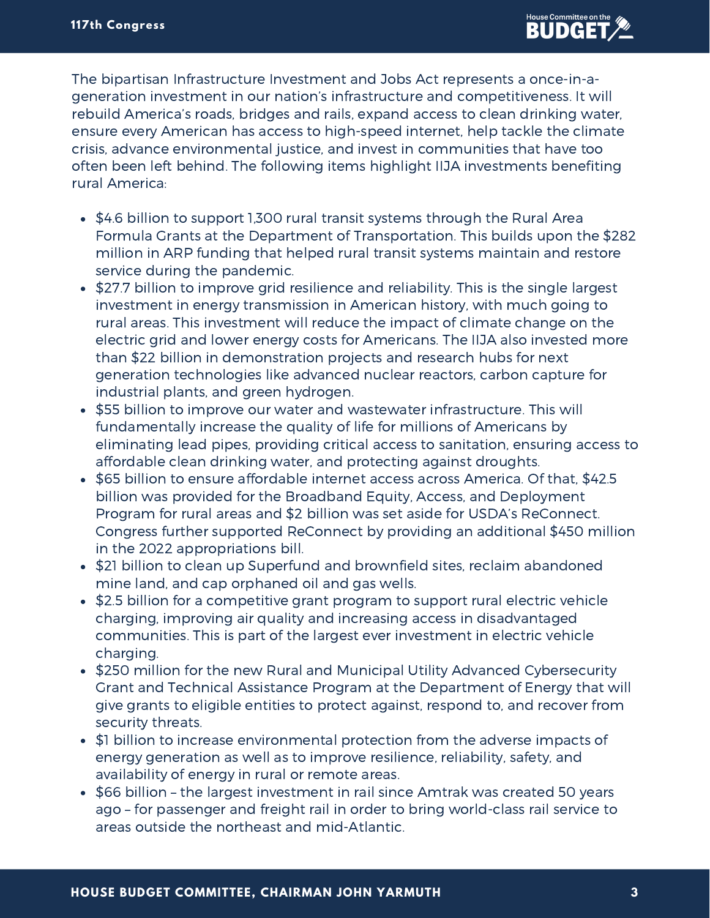The bipartisan Infrastructure Investment and Jobs Act represents a once-in-a-generation investment in our nation's infrastructure and competitiveness. It will rebuild America's roads, bridges and rails, expand access to clean drinking water, ensure every American has access to high-speed internet, help tackle the climate crisis, advance environmental justice, and invest in communities that have too often been left behind. The following items highlight IIJA investments benefiting rural America:

- $4.6 billion to support 1,300 rural transit systems through the Rural Area Formula Grants at the Department of Transportation. This builds upon the $282 million in ARP funding that helped rural transit systems maintain and restore service during the pandemic.
- $27.7 billion to improve grid resilience and reliability. This is the single largest investment in energy transmission in American history, with much going to rural areas. This investment will reduce the impact of climate change on the electric grid and lower energy costs for Americans. The IIJA also invested more than $22 billion in demonstration projects and research hubs for next generation technologies like advanced nuclear reactors, carbon capture for industrial plants, and green hydrogen.
- $55 billion to improve our water and wastewater infrastructure. This will fundamentally increase the quality of life for millions of Americans by eliminating lead pipes, providing critical access to sanitation, ensuring access to affordable clean drinking water, and protecting against droughts.
- $65 billion to ensure affordable internet access across America. Of that, $42.5 billion was provided for the Broadband Equity, Access, and Deployment Program for rural areas and $2 billion was set aside for USDA's ReConnect. Congress further supported ReConnect by providing an additional $450 million in the 2022 appropriations bill.
- $21 billion to clean up Superfund and brownfield sites, reclaim abandoned mine land, and cap orphaned oil and gas wells.
- $2.5 billion for a competitive grant program to support rural electric vehicle charging, improving air quality and increasing access in disadvantaged communities. This is part of the largest ever investment in electric vehicle charging.
- $250 million for the new Rural and Municipal Utility Advanced Cybersecurity Grant and Technical Assistance Program at the Department of Energy that will give grants to eligible entities to protect against, respond to, and recover from security threats.
- $1 billion to increase environmental protection from the adverse impacts of energy generation as well as to improve resilience, reliability, safety, and availability of energy in rural or remote areas.
- $66 billion – the largest investment in rail since Amtrak was created 50 years ago – for passenger and freight rail in order to bring world-class rail service to areas outside the northeast and mid-Atlantic.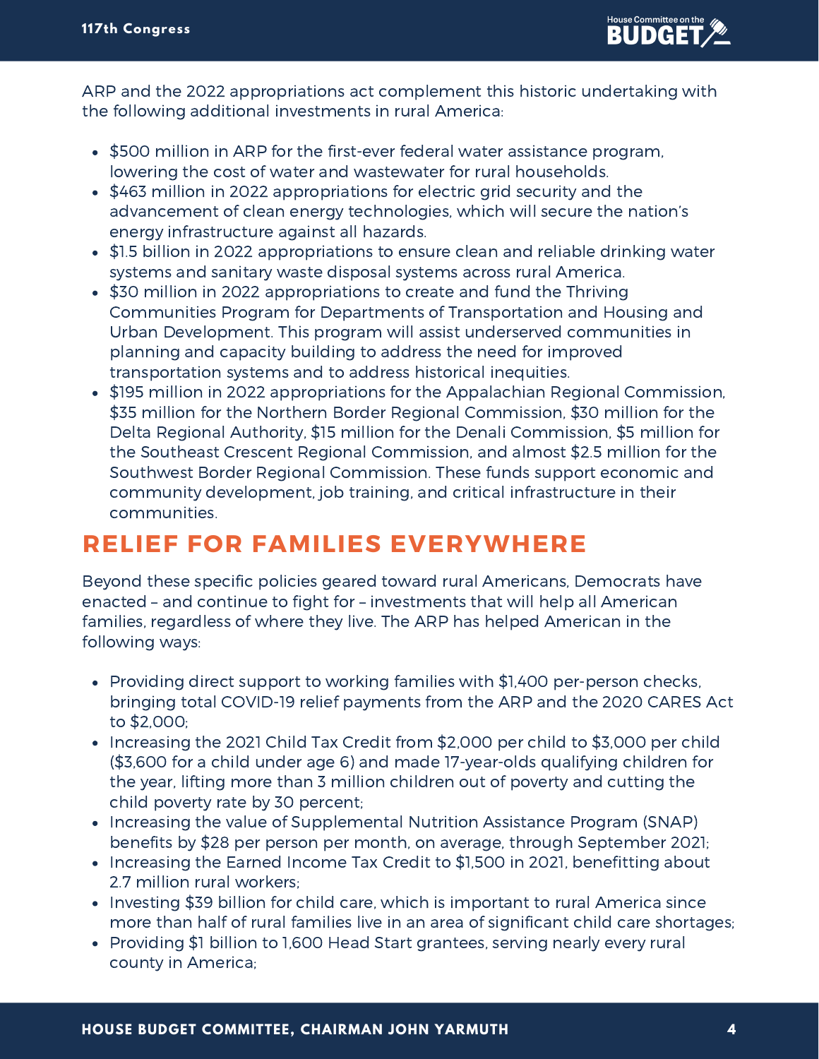ARP and the 2022 appropriations act complement this historic undertaking with the following additional investments in rural America:

- $500 million in ARP for the first-ever federal water assistance program, lowering the cost of water and wastewater for rural households.
- $463 million in 2022 appropriations for electric grid security and the advancement of clean energy technologies, which will secure the nation's energy infrastructure against all hazards.
- $1.5 billion in 2022 appropriations to ensure clean and reliable drinking water systems and sanitary waste disposal systems across rural America.
- $30 million in 2022 appropriations to create and fund the Thriving Communities Program for Departments of Transportation and Housing and Urban Development. This program will assist underserved communities in planning and capacity building to address the need for improved transportation systems and to address historical inequities.
- $195 million in 2022 appropriations for the Appalachian Regional Commission, $35 million for the Northern Border Regional Commission, $30 million for the Delta Regional Authority, $15 million for the Denali Commission, $5 million for the Southeast Crescent Regional Commission, and almost $2.5 million for the Southwest Border Regional Commission. These funds support economic and community development, job training, and critical infrastructure in their communities.

## RELIEF FOR FAMILIES EVERYWHERE

Beyond these specific policies geared toward rural Americans, Democrats have enacted – and continue to fight for – investments that will help all American families, regardless of where they live. The ARP has helped American in the following ways:

- Providing direct support to working families with $1,400 per-person checks, bringing total COVID-19 relief payments from the ARP and the 2020 CARES Act to $2,000;
- Increasing the 2021 Child Tax Credit from $2,000 per child to $3,000 per child ($3,600 for a child under age 6) and made 17-year-olds qualifying children for the year, lifting more than 3 million children out of poverty and cutting the child poverty rate by 30 percent;
- Increasing the value of Supplemental Nutrition Assistance Program (SNAP) benefits by $28 per person per month, on average, through September 2021;
- Increasing the Earned Income Tax Credit to $1,500 in 2021, benefitting about 2.7 million rural workers;
- Investing $39 billion for child care, which is important to rural America since more than half of rural families live in an area of significant child care shortages;
- Providing $1 billion to 1,600 Head Start grantees, serving nearly every rural county in America;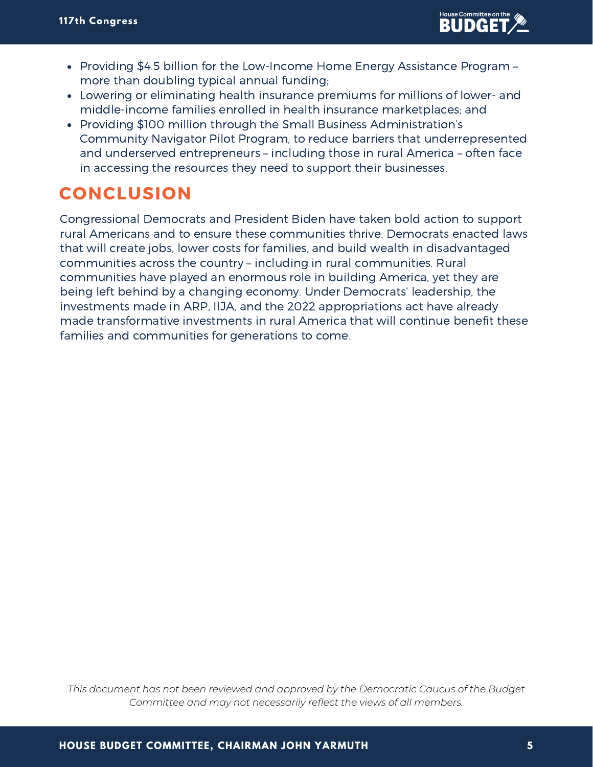- Providing $4.5 billion for the Low-Income Home Energy Assistance Program – more than doubling typical annual funding;
- Lowering or eliminating health insurance premiums for millions of lower- and middle-income families enrolled in health insurance marketplaces; and
- Providing $100 million through the Small Business Administration's Community Navigator Pilot Program, to reduce barriers that underrepresented and underserved entrepreneurs – including those in rural America – often face in accessing the resources they need to support their businesses.

## CONCLUSION

Congressional Democrats and President Biden have taken bold action to support rural Americans and to ensure these communities thrive. Democrats enacted laws that will create jobs, lower costs for families, and build wealth in disadvantaged communities across the country – including in rural communities. Rural communities have played an enormous role in building America, yet they are being left behind by a changing economy. Under Democrats' leadership, the investments made in ARP, IIJA, and the 2022 appropriations act have already made transformative investments in rural America that will continue benefit these families and communities for generations to come.

*This document has not been reviewed and approved by the Democratic Caucus of the Budget Committee and may not necessarily reflect the views of all members.*